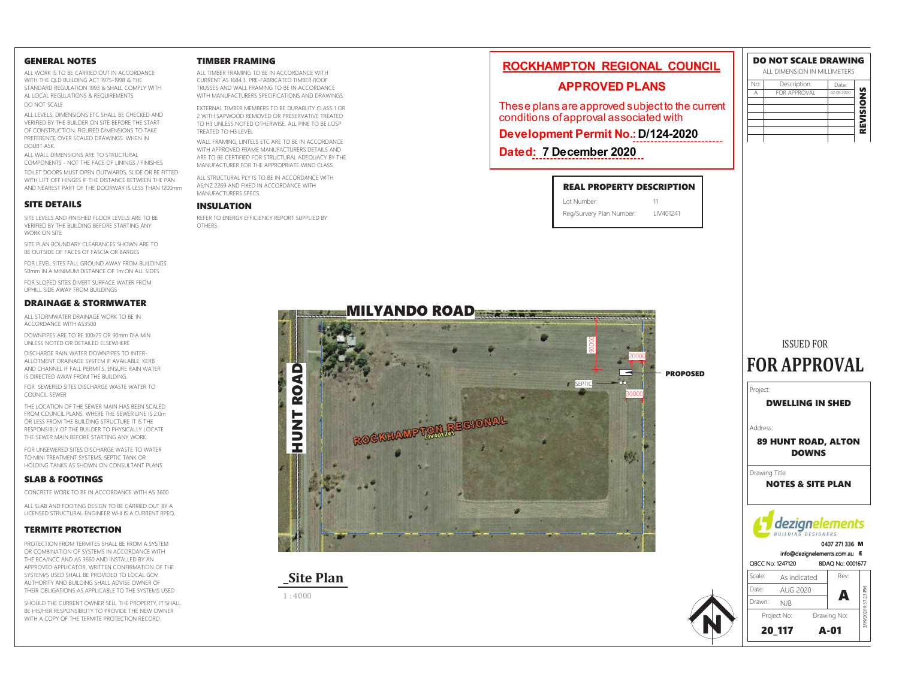## GENERAL NOTES

ALL WORK IS TO BE CARRIED OUT IN ACCORDANCE WITH THE QLD BUILDING ACT 1975-1998 & THE STANDARD REGULATION 1993 & SHALL COMPLY WITH AL LOCAL REGULATIONS & REQUIREMENTS

DO NOT SCALE

ALL LEVELS, DIMENSIONS ETC SHALL BE CHECKED AND VERIFIED BY THE BUILDER ON SITE BEFORE THE START OF CONSTRUCTION. FIGURED DIMENSIONS TO TAKE PREFERENCE OVER SCALED DRAWINGS. WHEN IN DOUBT ASK.

ALL WALL DIMENSIONS ARE TO STRUCTURAL COMPONENTS - NOT THE FACE OF LININGS / FINISHES

TOILET DOORS MUST OPEN OUTWARDS, SLIDE OR BE FITTED WITH LIFT OFF HINGES IF THE DISTANCE BETWEEN THE PAN AND NEAREST PART OF THE DOORWAY IS LESS THAN 1200mm

## SITE DETAILS

SITE LEVELS AND FINISHED FLOOR LEVELS ARE TO BE VERIFIED BY THE BUILDING BEFORE STARTING ANY WORK ON SITE

SITE PLAN BOUNDARY CLEARANCES SHOWN ARE TO BE OUTSIDE OF FACES OF FASCIA OR BARGES

FOR LEVEL SITES FALL GROUND AWAY FROM BUILDINGS 50mm IN A MINIMUM DISTANCE OF 1m ON ALL SIDES

FOR SLOPED SITES DIVERT SURFACE WATER FROM UPHILL SIDE AWAY FROM BUILDINGS

## DRAINAGE & STORMWATER

ALL STORMWATER DRAINAGE WORK TO BE IN ACCORDANCE WITH AS3500

DOWNPIPES ARE TO BE 100x75 OR 90mm DIA MIN UNLESS NOTED OR DETAILED ELSEWHERE

DISCHARGE RAIN WATER DOWNPIPES TO INTER-ALLOTMENT DRAINAGE SYSTEM IF AVAILABLE, KERB AND CHANNEL IF FALL PERMITS. ENSURE RAIN WATER IS DIRECTED AWAY FROM THE BUILDING.

FOR SEWERED SITES DISCHARGE WASTE WATER TO COUNCIL SEWER

THE LOCATION OF THE SEWER MAIN HAS BEEN SCALED FROM COUNCIL PLANS. WHERE THE SEWER LINE IS 2.0m OR LESS FROM THE BUILDING STRUCTURE IT IS THE RESPONSIBLY OF THE BUILDER TO PHYSICALLY LOCATE THE SEWER MAIN BEFORE STARTING ANY WORK.

FOR UNSEWERED SITES DISCHARGE WASTE TO WATER TO MINI TREATMENT SYSTEMS, SEPTIC TANK OR HOLDING TANKS AS SHOWN ON CONSULTANT PLANS

## SLAB & FOOTINGS

CONCRETE WORK TO BE IN ACCORDANCE WITH AS 3600

ALL SLAB AND FOOTING DESIGN TO BE CARRIED OUT BY A LICENSED STRUCTURAL ENGINEER WHI IS A CURRENT RPEQ.

## TERMITE PROTECTION

PROTECTION FROM TERMITES SHALL BE FROM A SYSTEM OR COMBINATION OF SYSTEMS IN ACCORDANCE WITH THE BCA/NCC AND AS 3660 AND INSTALLED BY AN APPROVED APPLICATOR. WRITTEN CONFIRMATION OF THE SYSTEM/S USED SHALL BE PROVIDED TO LOCAL GOV. AUTHORITY AND BUILDING SHALL ADVISE OWNER OF THEIR OBLIGATIONS AS APPLICABLE TO THE SYSTEMS USED

SHOULD THE CURRENT OWNER SELL THE PROPERTY, IT SHALL BE HIS/HER RESPONSIBILITY TO PROVIDE THE NEW OWNER WITH A COPY OF THE TERMITE PROTECTION RECORD.

## TIMBER FRAMING

ALL TIMBER FRAMING TO BE IN ACCORDANCE WITH CURRENT AS 1684.3. PRE-FABRICATED TIMBER ROOF TRUSSES AND WALL FRAMING TO BE IN ACCORDANCE WITH MANUFACTURERS SPECIFICATIONS AND DRAWINGS.

EXTERNAL TIMBER MEMBERS TO BE DURABLITY CLASS 1 OR 2 WITH SAPWOOD REMOVED OR PRESERVATIVE TREATED TO H3 UNLESS NOTED OTHERWISE. ALL PINE TO BE LOSP TREATED TO H3 LEVEL

WALL FRAMING, LINTELS ETC ARE TO BE IN ACCORDANCE WITH APPROVED FRAME MANUFACTURERS DETAILS AND ARE TO BE CERTIFIED FOR STRUCTURAL ADEQUACY BY THE MANUFACTURER FOR THE APPROPRIATE WIND CLASS.

ALL STRUCTURAL PLY IS TO BE IN ACCORDANCE WITH AS/NZ 2269 AND FIXED IN ACCORDANCE WITH MANUFACTURERS SPECS.

## INSULATION

REFER TO ENERGY EFFICIENCY REPORT SUPPLIED BY OTHERS

---

**ROCKHAMPTON REGIONAL COUNCIL**

**APPROVED PLANS**

These plans are approved subject to the current conditions of approval associated with

**Development Permit No.: D/124-2020**

**Dated: 7 December 2020**

---

### REAL PROPERTY DESCRIPTION

| | |
|---|---|
| Lot Number: | 11 |
| Reg/Survery Plan Number: | LIV401241 |

---

MILYANDO ROAD

HUNT ROAD

ROCKHAMPTON REGIONAL

LIV401241

SEPTIC

PROPOSED

90000

20000

30000

## _Site Plan

1 : 4000

---

**DO NOT SCALE DRAWING**

ALL DIMENSION IN MILLIMETERS

**REVISIONS**

| No: | Description: | Date: |
|---|---|---|
| A | FOR APPROVAL | 02.09.2020 |
| | | |
| | | |
| | | |
| | | |
| | | |

ISSUED FOR

# FOR APPROVAL

Project:

**DWELLING IN SHED**

Address:

**89 HUNT ROAD, ALTON DOWNS**

Drawing Title:

**NOTES & SITE PLAN**

dezignelements BUILDING DESIGNERS

0407 271 336 **M**

info@dezignelements.com.au **E**

QBCC No: 1247120 BDAQ No: 0001677

| | | |
|---|---|---|
| Scale: | As indicated | Rev: |
| Date: | AUG 2020 | **A** |
| Drawn: | NJB | |
| Project No: | Drawing No: | |
| **20_117** | **A-01** | |

2/09/2020 9:37:23 PM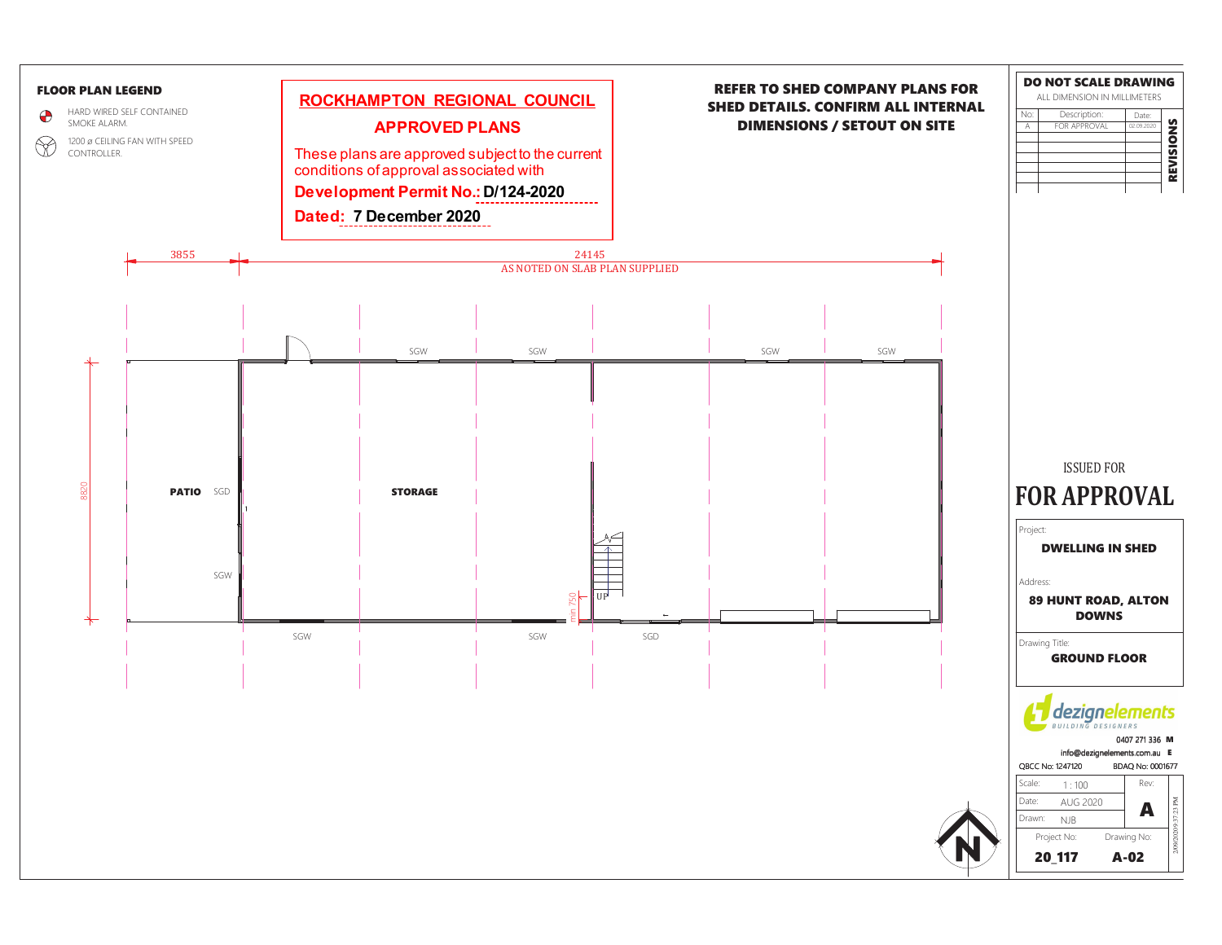## FLOOR PLAN LEGEND

- HARD WIRED SELF CONTAINED SMOKE ALARM.
- 1200 ø CEILING FAN WITH SPEED CONTROLLER.

**ROCKHAMPTON REGIONAL COUNCIL**

**APPROVED PLANS**

These plans are approved subject to the current conditions of approval associated with

**Development Permit No.: D/124-2020**

**Dated: 7 December 2020**

**REFER TO SHED COMPANY PLANS FOR SHED DETAILS. CONFIRM ALL INTERNAL DIMENSIONS / SETOUT ON SITE**

3855

24145

AS NOTED ON SLAB PLAN SUPPLIED

8820

SGW SGW SGW SGW

**PATIO** SGD

**STORAGE**

SGW

UP

min 750

SGW SGW SGD

**DO NOT SCALE DRAWING**

ALL DIMENSION IN MILLIMETERS

| No: | Description: | Date: |
|---|---|---|
| A | FOR APPROVAL | 02.09.2020 |

REVISIONS

ISSUED FOR

**FOR APPROVAL**

Project:

**DWELLING IN SHED**

Address:

**89 HUNT ROAD, ALTON DOWNS**

Drawing Title:

**GROUND FLOOR**

dezignelements BUILDING DESIGNERS

0407 271 336 M

info@dezignelements.com.au E

QBCC No: 1247120 BDAQ No: 0001677

| Scale: | 1 : 100 | Rev: |
|---|---|---|
| Date: | AUG 2020 | A |
| Drawn: | NJB | |
| Project No: 20_117 | Drawing No: A-02 | |

2/09/2020 9:37:23 PM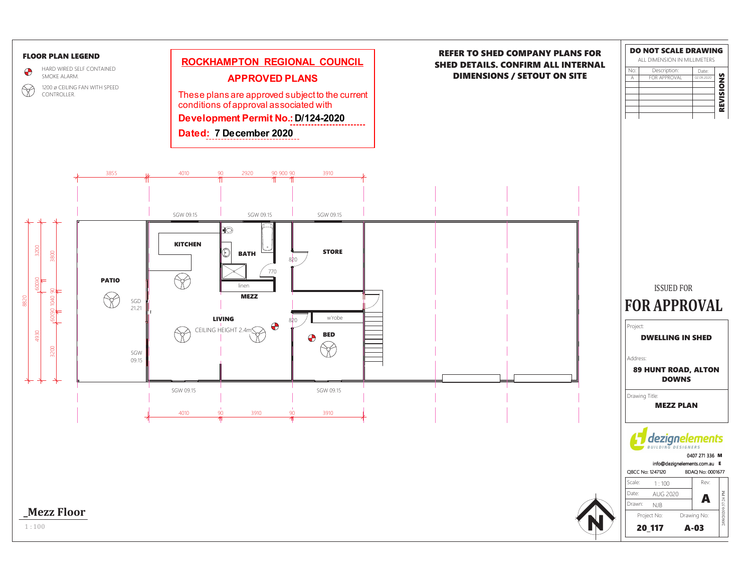**FLOOR PLAN LEGEND**

HARD WIRED SELF CONTAINED SMOKE ALARM.

1200 ø CEILING FAN WITH SPEED CONTROLLER.

**ROCKHAMPTON REGIONAL COUNCIL**

**APPROVED PLANS**

These plans are approved subject to the current conditions of approval associated with

**Development Permit No.: D/124-2020**

**Dated: 7 December 2020**

**REFER TO SHED COMPANY PLANS FOR SHED DETAILS. CONFIRM ALL INTERNAL DIMENSIONS / SETOUT ON SITE**

**DO NOT SCALE DRAWING**

ALL DIMENSION IN MILLIMETERS

**REVISIONS**

| No: | Description: | Date: |
|---|---|---|
| A | FOR APPROVAL | 02.09.2020 |

3855 4010 90 2920 90 900 90 3910

SGW 09.15 SGW 09.15 SGW 09.15

3200 3800 60|90 90 1040 60|90 8820 4930 3200

**KITCHEN**

**BATH**

**STORE**

820 770

linen

**MEZZ**

**PATIO**

SGD 21.21

**LIVING**

CEILING HEIGHT 2.4m

820 w'robe

**BED**

SGW 09.15

SGW 09.15 SGW 09.15

4010 90 3910 90 3910

**_Mezz Floor**

1 : 100

ISSUED FOR

**FOR APPROVAL**

Project:

**DWELLING IN SHED**

Address:

**89 HUNT ROAD, ALTON DOWNS**

Drawing Title:

**MEZZ PLAN**

dezignelements BUILDING DESIGNERS

0407 271 336 **M**

info@dezignelements.com.au **E**

QBCC No: 1247120 BDAQ No: 0001677

| | | |
|---|---|---|
| Scale: | 1 : 100 | Rev: |
| Date: | AUG 2020 | **A** |
| Drawn: | NJB | |
| Project No: | Drawing No: | |
| **20_117** | **A-03** | |

2/09/2020 9:37:24 PM